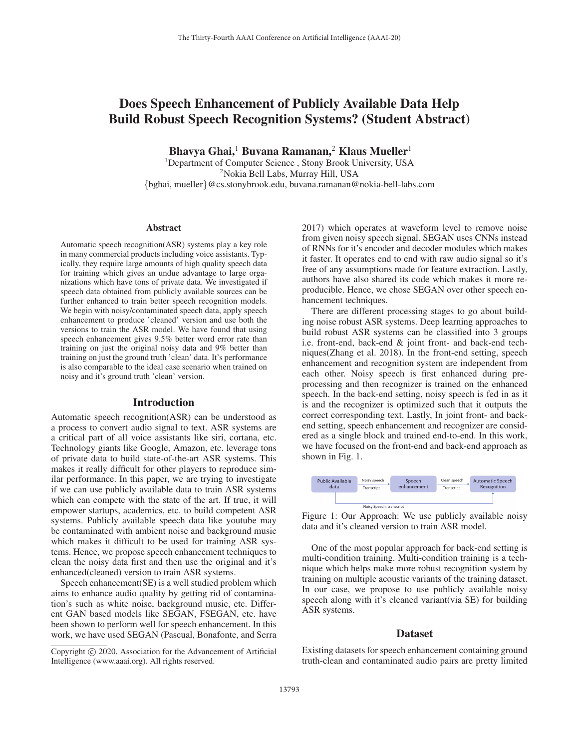# Does Speech Enhancement of Publicly Available Data Help Build Robust Speech Recognition Systems? (Student Abstract)

**Bhavya Ghai,[1] Buvana Ramanan,[2] Klaus Mueller[1]**

[1]Department of Computer Science , Stony Brook University, USA
[2]Nokia Bell Labs, Murray Hill, USA
{bghai, mueller}@cs.stonybrook.edu, buvana.ramanan@nokia-bell-labs.com

## Abstract

Automatic speech recognition(ASR) systems play a key role in many commercial products including voice assistants. Typically, they require large amounts of high quality speech data for training which gives an undue advantage to large organizations which have tons of private data. We investigated if speech data obtained from publicly available sources can be further enhanced to train better speech recognition models. We begin with noisy/contaminated speech data, apply speech enhancement to produce 'cleaned' version and use both the versions to train the ASR model. We have found that using speech enhancement gives 9.5% better word error rate than training on just the original noisy data and 9% better than training on just the ground truth 'clean' data. It's performance is also comparable to the ideal case scenario when trained on noisy and it's ground truth 'clean' version.

## Introduction

Automatic speech recognition(ASR) can be understood as a process to convert audio signal to text. ASR systems are a critical part of all voice assistants like siri, cortana, etc. Technology giants like Google, Amazon, etc. leverage tons of private data to build state-of-the-art ASR systems. This makes it really difficult for other players to reproduce similar performance. In this paper, we are trying to investigate if we can use publicly available data to train ASR systems which can compete with the state of the art. If true, it will empower startups, academics, etc. to build competent ASR systems. Publicly available speech data like youtube may be contaminated with ambient noise and background music which makes it difficult to be used for training ASR systems. Hence, we propose speech enhancement techniques to clean the noisy data first and then use the original and it's enhanced(cleaned) version to train ASR systems.

Speech enhancement(SE) is a well studied problem which aims to enhance audio quality by getting rid of contamination's such as white noise, background music, etc. Different GAN based models like SEGAN, FSEGAN, etc. have been shown to perform well for speech enhancement. In this work, we have used SEGAN (Pascual, Bonafonte, and Serra 2017) which operates at waveform level to remove noise from given noisy speech signal. SEGAN uses CNNs instead of RNNs for it's encoder and decoder modules which makes it faster. It operates end to end with raw audio signal so it's free of any assumptions made for feature extraction. Lastly, authors have also shared its code which makes it more reproducible. Hence, we chose SEGAN over other speech enhancement techniques.

There are different processing stages to go about building noise robust ASR systems. Deep learning approaches to build robust ASR systems can be classified into 3 groups i.e. front-end, back-end & joint front- and back-end techniques(Zhang et al. 2018). In the front-end setting, speech enhancement and recognition system are independent from each other. Noisy speech is first enhanced during preprocessing and then recognizer is trained on the enhanced speech. In the back-end setting, noisy speech is fed in as it is and the recognizer is optimized such that it outputs the correct corresponding text. Lastly, In joint front- and back-end setting, speech enhancement and recognizer are considered as a single block and trained end-to-end. In this work, we have focused on the front-end and back-end approach as shown in Fig. 1.

Public Available data
Noisy speech
Transcript
Speech enhancement
Clean speech
Transcript
Automatic Speech Recognition
Noisy Speech, transcript

Figure 1: Our Approach: We use publicly available noisy data and it's cleaned version to train ASR model.

One of the most popular approach for back-end setting is multi-condition training. Multi-condition training is a technique which helps make more robust recognition system by training on multiple acoustic variants of the training dataset. In our case, we propose to use publicly available noisy speech along with it's cleaned variant(via SE) for building ASR systems.

## Dataset

Existing datasets for speech enhancement containing ground truth-clean and contaminated audio pairs are pretty limited

Copyright © 2020, Association for the Advancement of Artificial Intelligence (www.aaai.org). All rights reserved.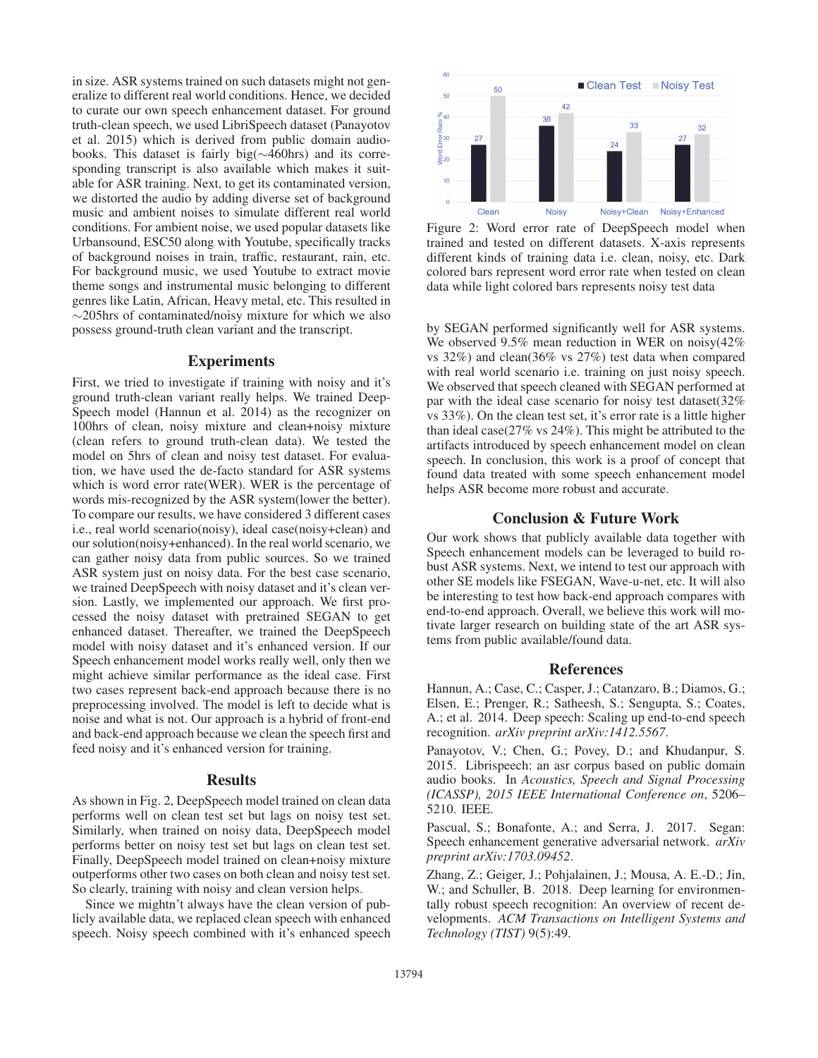in size. ASR systems trained on such datasets might not generalize to different real world conditions. Hence, we decided to curate our own speech enhancement dataset. For ground truth-clean speech, we used LibriSpeech dataset (Panayotov et al. 2015) which is derived from public domain audiobooks. This dataset is fairly big(∼460hrs) and its corresponding transcript is also available which makes it suitable for ASR training. Next, to get its contaminated version, we distorted the audio by adding diverse set of background music and ambient noises to simulate different real world conditions. For ambient noise, we used popular datasets like Urbansound, ESC50 along with Youtube, specifically tracks of background noises in train, traffic, restaurant, rain, etc. For background music, we used Youtube to extract movie theme songs and instrumental music belonging to different genres like Latin, African, Heavy metal, etc. This resulted in ∼205hrs of contaminated/noisy mixture for which we also possess ground-truth clean variant and the transcript.

## Experiments

First, we tried to investigate if training with noisy and it's ground truth-clean variant really helps. We trained DeepSpeech model (Hannun et al. 2014) as the recognizer on 100hrs of clean, noisy mixture and clean+noisy mixture (clean refers to ground truth-clean data). We tested the model on 5hrs of clean and noisy test dataset. For evaluation, we have used the de-facto standard for ASR systems which is word error rate(WER). WER is the percentage of words mis-recognized by the ASR system(lower the better). To compare our results, we have considered 3 different cases i.e., real world scenario(noisy), ideal case(noisy+clean) and our solution(noisy+enhanced). In the real world scenario, we can gather noisy data from public sources. So we trained ASR system just on noisy data. For the best case scenario, we trained DeepSpeech with noisy dataset and it's clean version. Lastly, we implemented our approach. We first processed the noisy dataset with pretrained SEGAN to get enhanced dataset. Thereafter, we trained the DeepSpeech model with noisy dataset and it's enhanced version. If our Speech enhancement model works really well, only then we might achieve similar performance as the ideal case. First two cases represent back-end approach because there is no preprocessing involved. The model is left to decide what is noise and what is not. Our approach is a hybrid of front-end and back-end approach because we clean the speech first and feed noisy and it's enhanced version for training.

## Results

As shown in Fig. 2, DeepSpeech model trained on clean data performs well on clean test set but lags on noisy test set. Similarly, when trained on noisy data, DeepSpeech model performs better on noisy test set but lags on clean test set. Finally, DeepSpeech model trained on clean+noisy mixture outperforms other two cases on both clean and noisy test set. So clearly, training with noisy and clean version helps.

Since we mightn't always have the clean version of publicly available data, we replaced clean speech with enhanced speech. Noisy speech combined with it's enhanced speech by SEGAN performed significantly well for ASR systems. We observed 9.5% mean reduction in WER on noisy(42% vs 32%) and clean(36% vs 27%) test data when compared with real world scenario i.e. training on just noisy speech. We observed that speech cleaned with SEGAN performed at par with the ideal case scenario for noisy test dataset(32% vs 33%). On the clean test set, it's error rate is a little higher than ideal case(27% vs 24%). This might be attributed to the artifacts introduced by speech enhancement model on clean speech. In conclusion, this work is a proof of concept that found data treated with some speech enhancement model helps ASR become more robust and accurate.

Clean Test
Noisy Test
Word Error Rate %
0
10
20
30
40
50
60
27
50
36
42
24
33
27
32
Clean
Noisy
Noisy+Clean
Noisy+Enhanced

Figure 2: Word error rate of DeepSpeech model when trained and tested on different datasets. X-axis represents different kinds of training data i.e. clean, noisy, etc. Dark colored bars represent word error rate when tested on clean data while light colored bars represents noisy test data

## Conclusion & Future Work

Our work shows that publicly available data together with Speech enhancement models can be leveraged to build robust ASR systems. Next, we intend to test our approach with other SE models like FSEGAN, Wave-u-net, etc. It will also be interesting to test how back-end approach compares with end-to-end approach. Overall, we believe this work will motivate larger research on building state of the art ASR systems from public available/found data.

## References

Hannun, A.; Case, C.; Casper, J.; Catanzaro, B.; Diamos, G.; Elsen, E.; Prenger, R.; Satheesh, S.; Sengupta, S.; Coates, A.; et al. 2014. Deep speech: Scaling up end-to-end speech recognition. *arXiv preprint arXiv:1412.5567*.

Panayotov, V.; Chen, G.; Povey, D.; and Khudanpur, S. 2015. Librispeech: an asr corpus based on public domain audio books. In *Acoustics, Speech and Signal Processing (ICASSP), 2015 IEEE International Conference on*, 5206–5210. IEEE.

Pascual, S.; Bonafonte, A.; and Serra, J. 2017. Segan: Speech enhancement generative adversarial network. *arXiv preprint arXiv:1703.09452*.

Zhang, Z.; Geiger, J.; Pohjalainen, J.; Mousa, A. E.-D.; Jin, W.; and Schuller, B. 2018. Deep learning for environmentally robust speech recognition: An overview of recent developments. *ACM Transactions on Intelligent Systems and Technology (TIST)* 9(5):49.